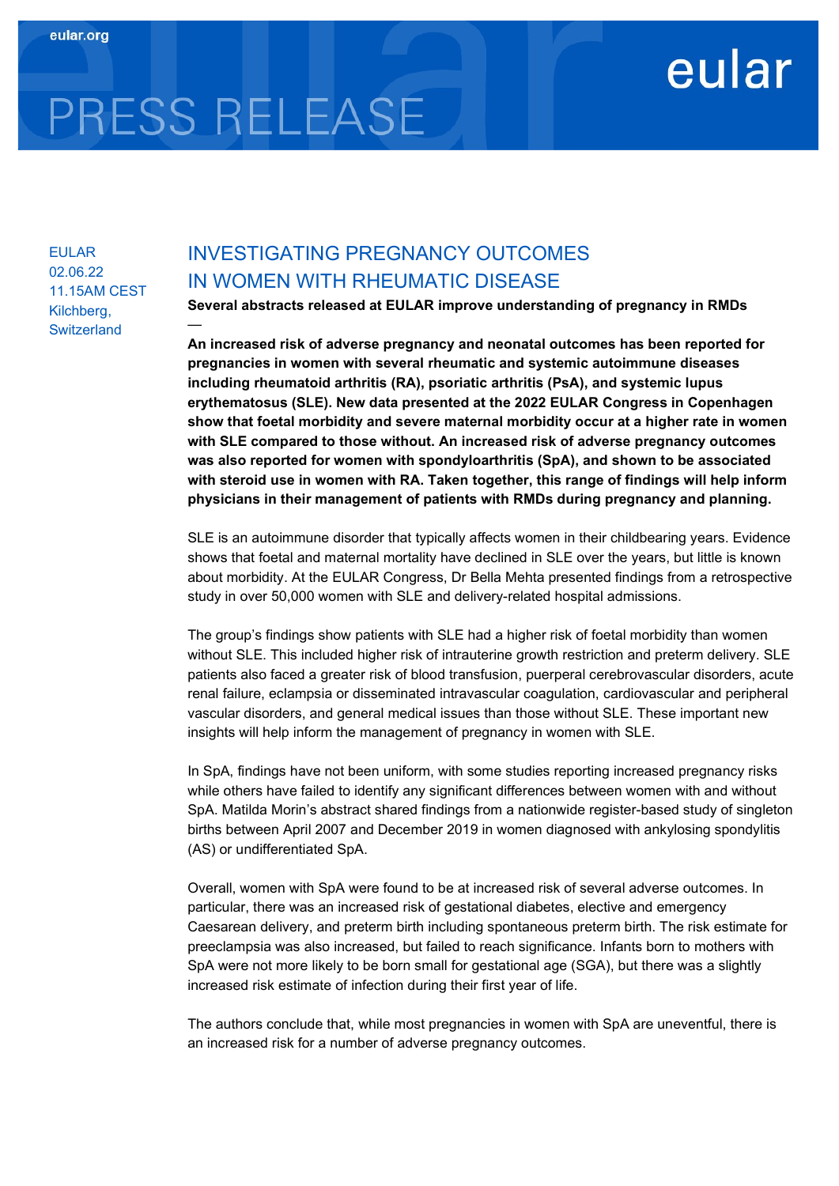eular.org

eular

PRESS RELEASE

EULAR
02.06.22
11.15AM CEST
Kilchberg, Switzerland

# INVESTIGATING PREGNANCY OUTCOMES IN WOMEN WITH RHEUMATIC DISEASE

**Several abstracts released at EULAR improve understanding of pregnancy in RMDs**

—

**An increased risk of adverse pregnancy and neonatal outcomes has been reported for pregnancies in women with several rheumatic and systemic autoimmune diseases including rheumatoid arthritis (RA), psoriatic arthritis (PsA), and systemic lupus erythematosus (SLE). New data presented at the 2022 EULAR Congress in Copenhagen show that foetal morbidity and severe maternal morbidity occur at a higher rate in women with SLE compared to those without. An increased risk of adverse pregnancy outcomes was also reported for women with spondyloarthritis (SpA), and shown to be associated with steroid use in women with RA. Taken together, this range of findings will help inform physicians in their management of patients with RMDs during pregnancy and planning.**

SLE is an autoimmune disorder that typically affects women in their childbearing years. Evidence shows that foetal and maternal mortality have declined in SLE over the years, but little is known about morbidity. At the EULAR Congress, Dr Bella Mehta presented findings from a retrospective study in over 50,000 women with SLE and delivery-related hospital admissions.

The group's findings show patients with SLE had a higher risk of foetal morbidity than women without SLE. This included higher risk of intrauterine growth restriction and preterm delivery. SLE patients also faced a greater risk of blood transfusion, puerperal cerebrovascular disorders, acute renal failure, eclampsia or disseminated intravascular coagulation, cardiovascular and peripheral vascular disorders, and general medical issues than those without SLE. These important new insights will help inform the management of pregnancy in women with SLE.

In SpA, findings have not been uniform, with some studies reporting increased pregnancy risks while others have failed to identify any significant differences between women with and without SpA. Matilda Morin's abstract shared findings from a nationwide register-based study of singleton births between April 2007 and December 2019 in women diagnosed with ankylosing spondylitis (AS) or undifferentiated SpA.

Overall, women with SpA were found to be at increased risk of several adverse outcomes. In particular, there was an increased risk of gestational diabetes, elective and emergency Caesarean delivery, and preterm birth including spontaneous preterm birth. The risk estimate for preeclampsia was also increased, but failed to reach significance. Infants born to mothers with SpA were not more likely to be born small for gestational age (SGA), but there was a slightly increased risk estimate of infection during their first year of life.

The authors conclude that, while most pregnancies in women with SpA are uneventful, there is an increased risk for a number of adverse pregnancy outcomes.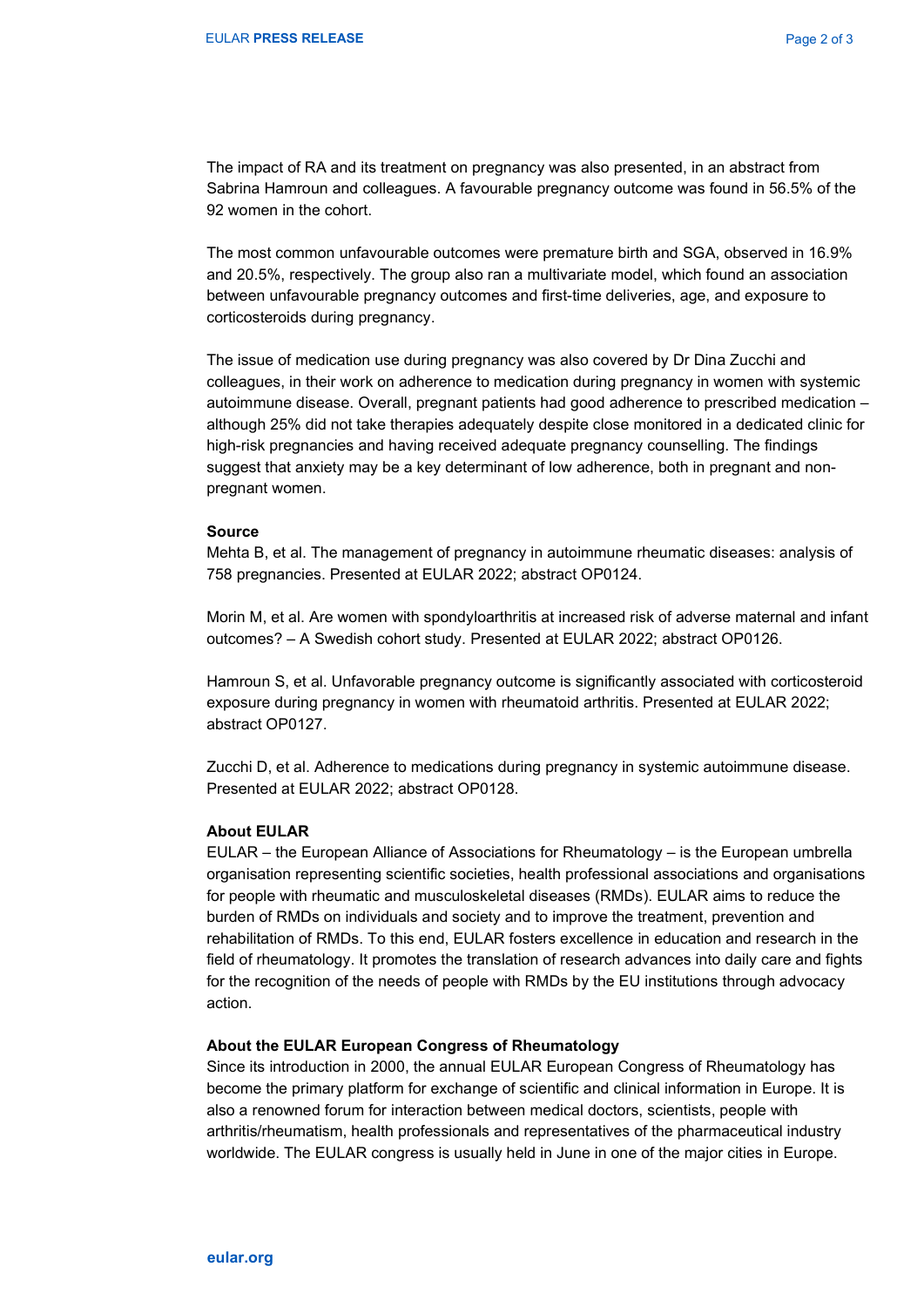The impact of RA and its treatment on pregnancy was also presented, in an abstract from Sabrina Hamroun and colleagues. A favourable pregnancy outcome was found in 56.5% of the 92 women in the cohort.

The most common unfavourable outcomes were premature birth and SGA, observed in 16.9% and 20.5%, respectively. The group also ran a multivariate model, which found an association between unfavourable pregnancy outcomes and first-time deliveries, age, and exposure to corticosteroids during pregnancy.

The issue of medication use during pregnancy was also covered by Dr Dina Zucchi and colleagues, in their work on adherence to medication during pregnancy in women with systemic autoimmune disease. Overall, pregnant patients had good adherence to prescribed medication – although 25% did not take therapies adequately despite close monitored in a dedicated clinic for high-risk pregnancies and having received adequate pregnancy counselling. The findings suggest that anxiety may be a key determinant of low adherence, both in pregnant and non-pregnant women.

**Source**

Mehta B, et al. The management of pregnancy in autoimmune rheumatic diseases: analysis of 758 pregnancies. Presented at EULAR 2022; abstract OP0124.

Morin M, et al. Are women with spondyloarthritis at increased risk of adverse maternal and infant outcomes? – A Swedish cohort study. Presented at EULAR 2022; abstract OP0126.

Hamroun S, et al. Unfavorable pregnancy outcome is significantly associated with corticosteroid exposure during pregnancy in women with rheumatoid arthritis. Presented at EULAR 2022; abstract OP0127.

Zucchi D, et al. Adherence to medications during pregnancy in systemic autoimmune disease. Presented at EULAR 2022; abstract OP0128.

**About EULAR**

EULAR – the European Alliance of Associations for Rheumatology – is the European umbrella organisation representing scientific societies, health professional associations and organisations for people with rheumatic and musculoskeletal diseases (RMDs). EULAR aims to reduce the burden of RMDs on individuals and society and to improve the treatment, prevention and rehabilitation of RMDs. To this end, EULAR fosters excellence in education and research in the field of rheumatology. It promotes the translation of research advances into daily care and fights for the recognition of the needs of people with RMDs by the EU institutions through advocacy action.

**About the EULAR European Congress of Rheumatology**

Since its introduction in 2000, the annual EULAR European Congress of Rheumatology has become the primary platform for exchange of scientific and clinical information in Europe. It is also a renowned forum for interaction between medical doctors, scientists, people with arthritis/rheumatism, health professionals and representatives of the pharmaceutical industry worldwide. The EULAR congress is usually held in June in one of the major cities in Europe.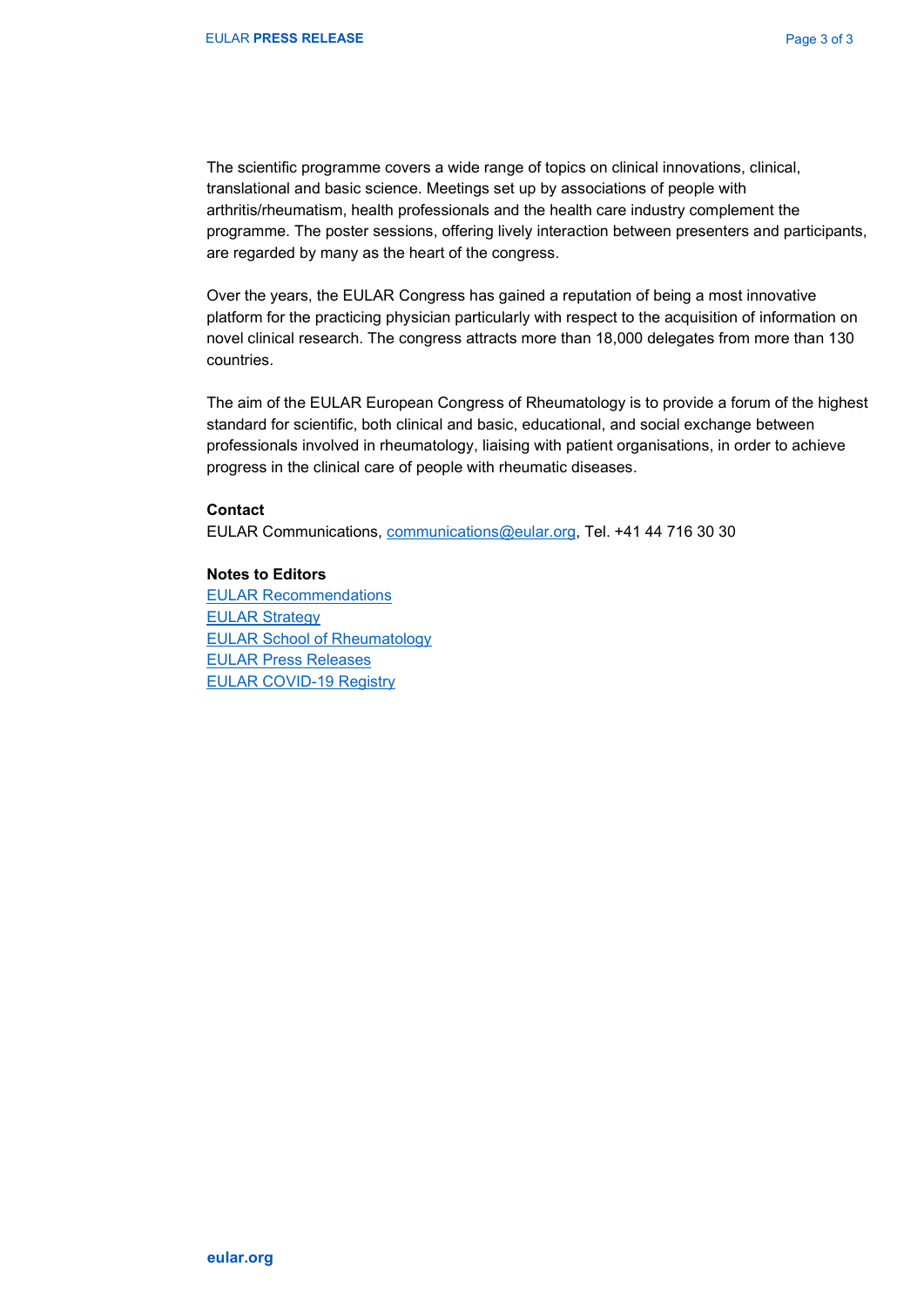The scientific programme covers a wide range of topics on clinical innovations, clinical, translational and basic science. Meetings set up by associations of people with arthritis/rheumatism, health professionals and the health care industry complement the programme. The poster sessions, offering lively interaction between presenters and participants, are regarded by many as the heart of the congress.

Over the years, the EULAR Congress has gained a reputation of being a most innovative platform for the practicing physician particularly with respect to the acquisition of information on novel clinical research. The congress attracts more than 18,000 delegates from more than 130 countries.

The aim of the EULAR European Congress of Rheumatology is to provide a forum of the highest standard for scientific, both clinical and basic, educational, and social exchange between professionals involved in rheumatology, liaising with patient organisations, in order to achieve progress in the clinical care of people with rheumatic diseases.

**Contact**
EULAR Communications, communications@eular.org, Tel. +41 44 716 30 30

**Notes to Editors**
EULAR Recommendations
EULAR Strategy
EULAR School of Rheumatology
EULAR Press Releases
EULAR COVID-19 Registry